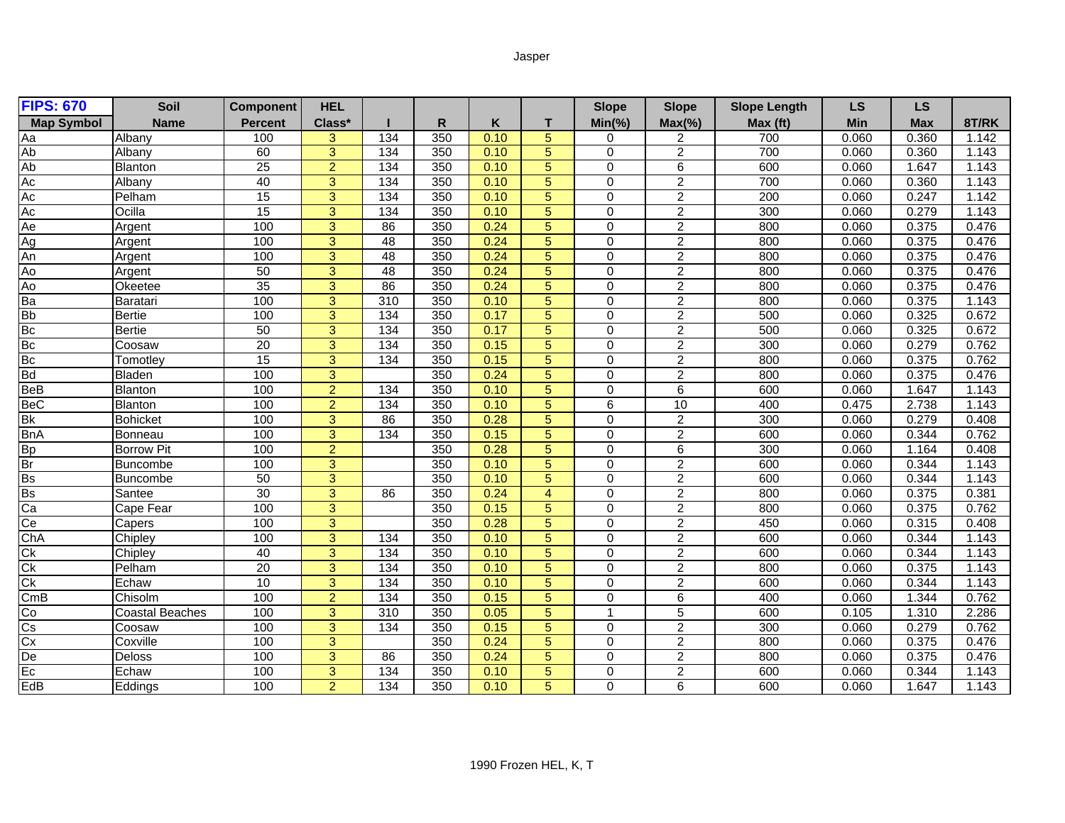# Jasper

| FIPS: 670 | Soil | Component | HEL | | | | | Slope | Slope | Slope Length | LS | LS | |
|---|---|---|---|---|---|---|---|---|---|---|---|---|---|
| Map Symbol | Name | Percent | Class* | I | R | K | T | Min(%) | Max(%) | Max (ft) | Min | Max | 8T/RK |
| Aa | Albany | 100 | 3 | 134 | 350 | 0.10 | 5 | 0 | 2 | 700 | 0.060 | 0.360 | 1.142 |
| Ab | Albany | 60 | 3 | 134 | 350 | 0.10 | 5 | 0 | 2 | 700 | 0.060 | 0.360 | 1.143 |
| Ab | Blanton | 25 | 2 | 134 | 350 | 0.10 | 5 | 0 | 6 | 600 | 0.060 | 1.647 | 1.143 |
| Ac | Albany | 40 | 3 | 134 | 350 | 0.10 | 5 | 0 | 2 | 700 | 0.060 | 0.360 | 1.143 |
| Ac | Pelham | 15 | 3 | 134 | 350 | 0.10 | 5 | 0 | 2 | 200 | 0.060 | 0.247 | 1.142 |
| Ac | Ocilla | 15 | 3 | 134 | 350 | 0.10 | 5 | 0 | 2 | 300 | 0.060 | 0.279 | 1.143 |
| Ae | Argent | 100 | 3 | 86 | 350 | 0.24 | 5 | 0 | 2 | 800 | 0.060 | 0.375 | 0.476 |
| Ag | Argent | 100 | 3 | 48 | 350 | 0.24 | 5 | 0 | 2 | 800 | 0.060 | 0.375 | 0.476 |
| An | Argent | 100 | 3 | 48 | 350 | 0.24 | 5 | 0 | 2 | 800 | 0.060 | 0.375 | 0.476 |
| Ao | Argent | 50 | 3 | 48 | 350 | 0.24 | 5 | 0 | 2 | 800 | 0.060 | 0.375 | 0.476 |
| Ao | Okeetee | 35 | 3 | 86 | 350 | 0.24 | 5 | 0 | 2 | 800 | 0.060 | 0.375 | 0.476 |
| Ba | Baratari | 100 | 3 | 310 | 350 | 0.10 | 5 | 0 | 2 | 800 | 0.060 | 0.375 | 1.143 |
| Bb | Bertie | 100 | 3 | 134 | 350 | 0.17 | 5 | 0 | 2 | 500 | 0.060 | 0.325 | 0.672 |
| Bc | Bertie | 50 | 3 | 134 | 350 | 0.17 | 5 | 0 | 2 | 500 | 0.060 | 0.325 | 0.672 |
| Bc | Coosaw | 20 | 3 | 134 | 350 | 0.15 | 5 | 0 | 2 | 300 | 0.060 | 0.279 | 0.762 |
| Bc | Tomotley | 15 | 3 | 134 | 350 | 0.15 | 5 | 0 | 2 | 800 | 0.060 | 0.375 | 0.762 |
| Bd | Bladen | 100 | 3 | | 350 | 0.24 | 5 | 0 | 2 | 800 | 0.060 | 0.375 | 0.476 |
| BeB | Blanton | 100 | 2 | 134 | 350 | 0.10 | 5 | 0 | 6 | 600 | 0.060 | 1.647 | 1.143 |
| BeC | Blanton | 100 | 2 | 134 | 350 | 0.10 | 5 | 6 | 10 | 400 | 0.475 | 2.738 | 1.143 |
| Bk | Bohicket | 100 | 3 | 86 | 350 | 0.28 | 5 | 0 | 2 | 300 | 0.060 | 0.279 | 0.408 |
| BnA | Bonneau | 100 | 3 | 134 | 350 | 0.15 | 5 | 0 | 2 | 600 | 0.060 | 0.344 | 0.762 |
| Bp | Borrow Pit | 100 | 2 | | 350 | 0.28 | 5 | 0 | 6 | 300 | 0.060 | 1.164 | 0.408 |
| Br | Buncombe | 100 | 3 | | 350 | 0.10 | 5 | 0 | 2 | 600 | 0.060 | 0.344 | 1.143 |
| Bs | Buncombe | 50 | 3 | | 350 | 0.10 | 5 | 0 | 2 | 600 | 0.060 | 0.344 | 1.143 |
| Bs | Santee | 30 | 3 | 86 | 350 | 0.24 | 4 | 0 | 2 | 800 | 0.060 | 0.375 | 0.381 |
| Ca | Cape Fear | 100 | 3 | | 350 | 0.15 | 5 | 0 | 2 | 800 | 0.060 | 0.375 | 0.762 |
| Ce | Capers | 100 | 3 | | 350 | 0.28 | 5 | 0 | 2 | 450 | 0.060 | 0.315 | 0.408 |
| ChA | Chipley | 100 | 3 | 134 | 350 | 0.10 | 5 | 0 | 2 | 600 | 0.060 | 0.344 | 1.143 |
| Ck | Chipley | 40 | 3 | 134 | 350 | 0.10 | 5 | 0 | 2 | 600 | 0.060 | 0.344 | 1.143 |
| Ck | Pelham | 20 | 3 | 134 | 350 | 0.10 | 5 | 0 | 2 | 800 | 0.060 | 0.375 | 1.143 |
| Ck | Echaw | 10 | 3 | 134 | 350 | 0.10 | 5 | 0 | 2 | 600 | 0.060 | 0.344 | 1.143 |
| CmB | Chisolm | 100 | 2 | 134 | 350 | 0.15 | 5 | 0 | 6 | 400 | 0.060 | 1.344 | 0.762 |
| Co | Coastal Beaches | 100 | 3 | 310 | 350 | 0.05 | 5 | 1 | 5 | 600 | 0.105 | 1.310 | 2.286 |
| Cs | Coosaw | 100 | 3 | 134 | 350 | 0.15 | 5 | 0 | 2 | 300 | 0.060 | 0.279 | 0.762 |
| Cx | Coxville | 100 | 3 | | 350 | 0.24 | 5 | 0 | 2 | 800 | 0.060 | 0.375 | 0.476 |
| De | Deloss | 100 | 3 | 86 | 350 | 0.24 | 5 | 0 | 2 | 800 | 0.060 | 0.375 | 0.476 |
| Ec | Echaw | 100 | 3 | 134 | 350 | 0.10 | 5 | 0 | 2 | 600 | 0.060 | 0.344 | 1.143 |
| EdB | Eddings | 100 | 2 | 134 | 350 | 0.10 | 5 | 0 | 6 | 600 | 0.060 | 1.647 | 1.143 |

1990 Frozen HEL, K, T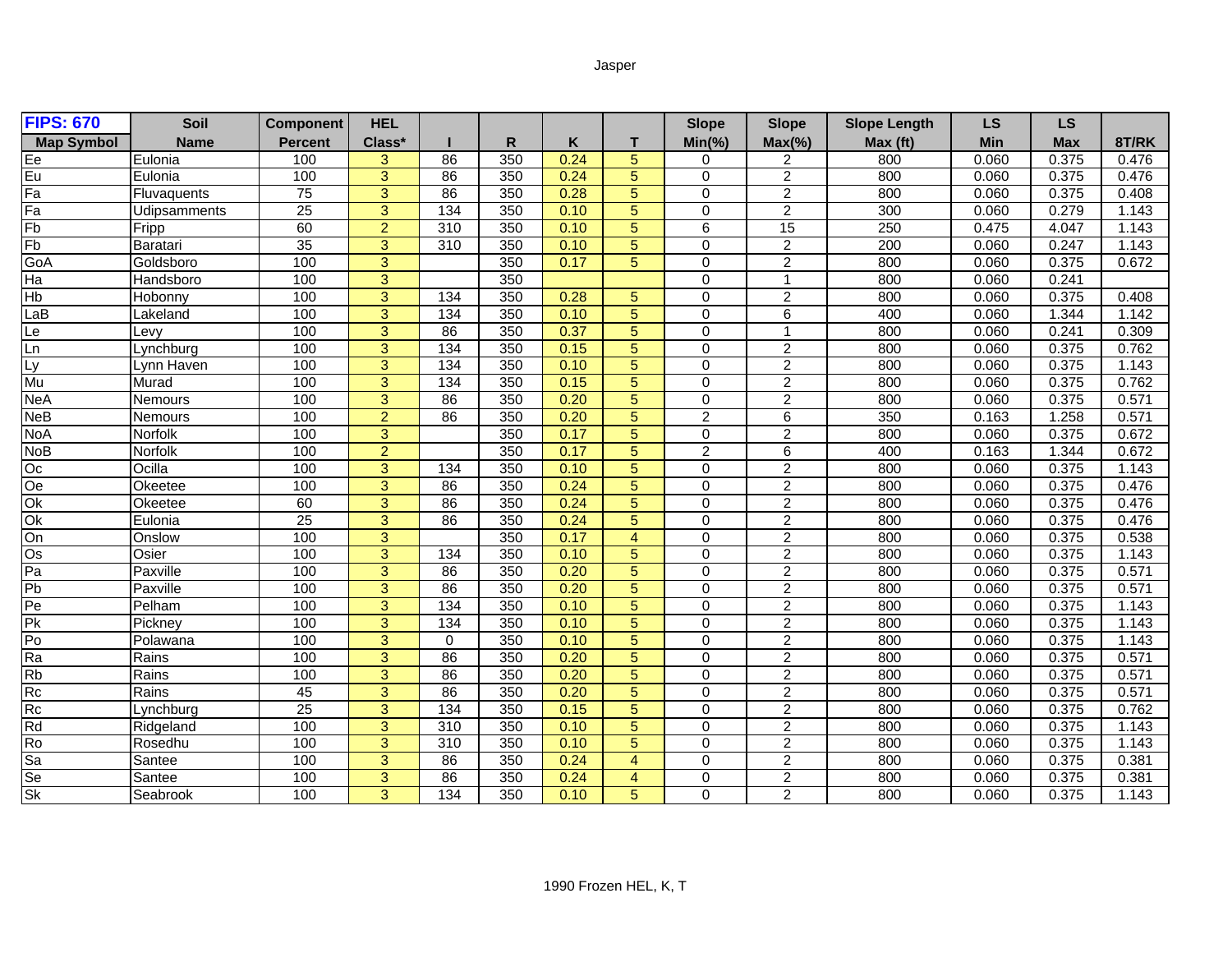# Jasper

| FIPS: 670 | Soil | Component | HEL | | | | | Slope | Slope | Slope Length | LS | LS | |
|---|---|---|---|---|---|---|---|---|---|---|---|---|---|
| Map Symbol | Name | Percent | Class* | I | R | K | T | Min(%) | Max(%) | Max (ft) | Min | Max | 8T/RK |
| Ee | Eulonia | 100 | 3 | 86 | 350 | 0.24 | 5 | 0 | 2 | 800 | 0.060 | 0.375 | 0.476 |
| Eu | Eulonia | 100 | 3 | 86 | 350 | 0.24 | 5 | 0 | 2 | 800 | 0.060 | 0.375 | 0.476 |
| Fa | Fluvaquents | 75 | 3 | 86 | 350 | 0.28 | 5 | 0 | 2 | 800 | 0.060 | 0.375 | 0.408 |
| Fa | Udipsamments | 25 | 3 | 134 | 350 | 0.10 | 5 | 0 | 2 | 300 | 0.060 | 0.279 | 1.143 |
| Fb | Fripp | 60 | 2 | 310 | 350 | 0.10 | 5 | 6 | 15 | 250 | 0.475 | 4.047 | 1.143 |
| Fb | Baratari | 35 | 3 | 310 | 350 | 0.10 | 5 | 0 | 2 | 200 | 0.060 | 0.247 | 1.143 |
| GoA | Goldsboro | 100 | 3 | | 350 | 0.17 | 5 | 0 | 2 | 800 | 0.060 | 0.375 | 0.672 |
| Ha | Handsboro | 100 | 3 | | 350 | | | 0 | 1 | 800 | 0.060 | 0.241 | |
| Hb | Hobonny | 100 | 3 | 134 | 350 | 0.28 | 5 | 0 | 2 | 800 | 0.060 | 0.375 | 0.408 |
| LaB | Lakeland | 100 | 3 | 134 | 350 | 0.10 | 5 | 0 | 6 | 400 | 0.060 | 1.344 | 1.142 |
| Le | Levy | 100 | 3 | 86 | 350 | 0.37 | 5 | 0 | 1 | 800 | 0.060 | 0.241 | 0.309 |
| Ln | Lynchburg | 100 | 3 | 134 | 350 | 0.15 | 5 | 0 | 2 | 800 | 0.060 | 0.375 | 0.762 |
| Ly | Lynn Haven | 100 | 3 | 134 | 350 | 0.10 | 5 | 0 | 2 | 800 | 0.060 | 0.375 | 1.143 |
| Mu | Murad | 100 | 3 | 134 | 350 | 0.15 | 5 | 0 | 2 | 800 | 0.060 | 0.375 | 0.762 |
| NeA | Nemours | 100 | 3 | 86 | 350 | 0.20 | 5 | 0 | 2 | 800 | 0.060 | 0.375 | 0.571 |
| NeB | Nemours | 100 | 2 | 86 | 350 | 0.20 | 5 | 2 | 6 | 350 | 0.163 | 1.258 | 0.571 |
| NoA | Norfolk | 100 | 3 | | 350 | 0.17 | 5 | 0 | 2 | 800 | 0.060 | 0.375 | 0.672 |
| NoB | Norfolk | 100 | 2 | | 350 | 0.17 | 5 | 2 | 6 | 400 | 0.163 | 1.344 | 0.672 |
| Oc | Ocilla | 100 | 3 | 134 | 350 | 0.10 | 5 | 0 | 2 | 800 | 0.060 | 0.375 | 1.143 |
| Oe | Okeetee | 100 | 3 | 86 | 350 | 0.24 | 5 | 0 | 2 | 800 | 0.060 | 0.375 | 0.476 |
| Ok | Okeetee | 60 | 3 | 86 | 350 | 0.24 | 5 | 0 | 2 | 800 | 0.060 | 0.375 | 0.476 |
| Ok | Eulonia | 25 | 3 | 86 | 350 | 0.24 | 5 | 0 | 2 | 800 | 0.060 | 0.375 | 0.476 |
| On | Onslow | 100 | 3 | | 350 | 0.17 | 4 | 0 | 2 | 800 | 0.060 | 0.375 | 0.538 |
| Os | Osier | 100 | 3 | 134 | 350 | 0.10 | 5 | 0 | 2 | 800 | 0.060 | 0.375 | 1.143 |
| Pa | Paxville | 100 | 3 | 86 | 350 | 0.20 | 5 | 0 | 2 | 800 | 0.060 | 0.375 | 0.571 |
| Pb | Paxville | 100 | 3 | 86 | 350 | 0.20 | 5 | 0 | 2 | 800 | 0.060 | 0.375 | 0.571 |
| Pe | Pelham | 100 | 3 | 134 | 350 | 0.10 | 5 | 0 | 2 | 800 | 0.060 | 0.375 | 1.143 |
| Pk | Pickney | 100 | 3 | 134 | 350 | 0.10 | 5 | 0 | 2 | 800 | 0.060 | 0.375 | 1.143 |
| Po | Polawana | 100 | 3 | 0 | 350 | 0.10 | 5 | 0 | 2 | 800 | 0.060 | 0.375 | 1.143 |
| Ra | Rains | 100 | 3 | 86 | 350 | 0.20 | 5 | 0 | 2 | 800 | 0.060 | 0.375 | 0.571 |
| Rb | Rains | 100 | 3 | 86 | 350 | 0.20 | 5 | 0 | 2 | 800 | 0.060 | 0.375 | 0.571 |
| Rc | Rains | 45 | 3 | 86 | 350 | 0.20 | 5 | 0 | 2 | 800 | 0.060 | 0.375 | 0.571 |
| Rc | Lynchburg | 25 | 3 | 134 | 350 | 0.15 | 5 | 0 | 2 | 800 | 0.060 | 0.375 | 0.762 |
| Rd | Ridgeland | 100 | 3 | 310 | 350 | 0.10 | 5 | 0 | 2 | 800 | 0.060 | 0.375 | 1.143 |
| Ro | Rosedhu | 100 | 3 | 310 | 350 | 0.10 | 5 | 0 | 2 | 800 | 0.060 | 0.375 | 1.143 |
| Sa | Santee | 100 | 3 | 86 | 350 | 0.24 | 4 | 0 | 2 | 800 | 0.060 | 0.375 | 0.381 |
| Se | Santee | 100 | 3 | 86 | 350 | 0.24 | 4 | 0 | 2 | 800 | 0.060 | 0.375 | 0.381 |
| Sk | Seabrook | 100 | 3 | 134 | 350 | 0.10 | 5 | 0 | 2 | 800 | 0.060 | 0.375 | 1.143 |

1990 Frozen HEL, K, T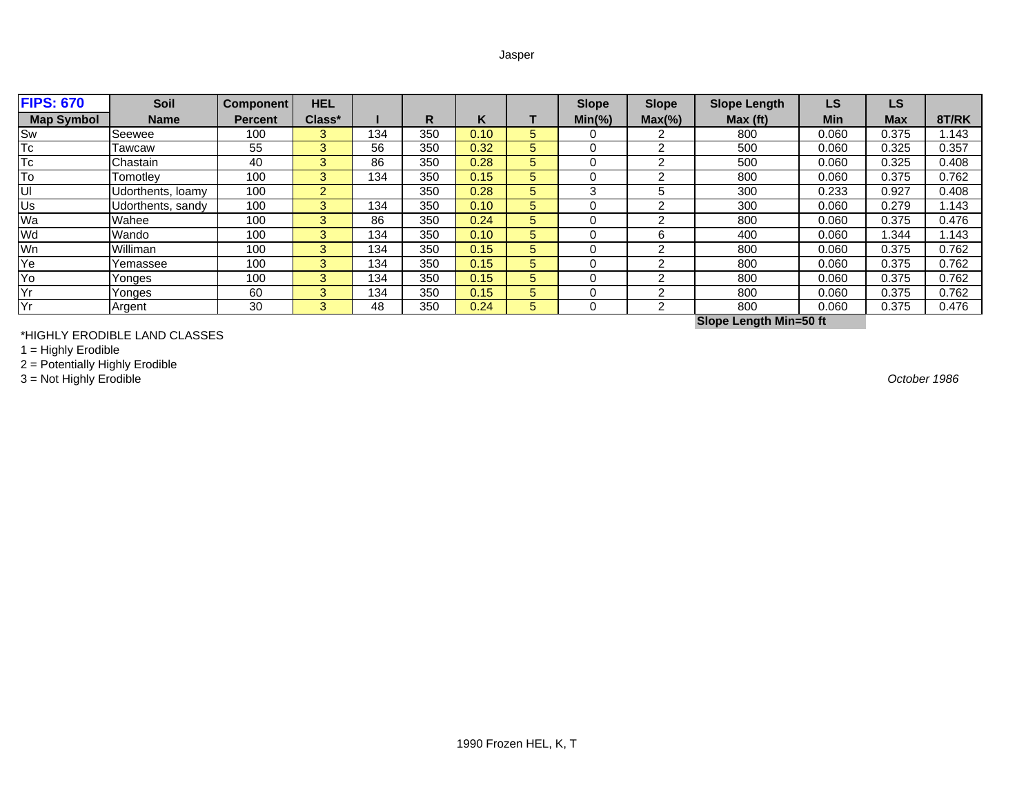Jasper

| FIPS: 670 | Soil | Component | HEL | | | | | Slope | Slope | Slope Length | LS | LS | |
|---|---|---|---|---|---|---|---|---|---|---|---|---|---|
| **Map Symbol** | **Name** | **Percent** | **Class*** | **I** | **R** | **K** | **T** | **Min(%)** | **Max(%)** | **Max (ft)** | **Min** | **Max** | **8T/RK** |
| Sw | Seewee | 100 | 3 | 134 | 350 | 0.10 | 5 | 0 | 2 | 800 | 0.060 | 0.375 | 1.143 |
| Tc | Tawcaw | 55 | 3 | 56 | 350 | 0.32 | 5 | 0 | 2 | 500 | 0.060 | 0.325 | 0.357 |
| Tc | Chastain | 40 | 3 | 86 | 350 | 0.28 | 5 | 0 | 2 | 500 | 0.060 | 0.325 | 0.408 |
| To | Tomotley | 100 | 3 | 134 | 350 | 0.15 | 5 | 0 | 2 | 800 | 0.060 | 0.375 | 0.762 |
| Ul | Udorthents, loamy | 100 | 2 | | 350 | 0.28 | 5 | 3 | 5 | 300 | 0.233 | 0.927 | 0.408 |
| Us | Udorthents, sandy | 100 | 3 | 134 | 350 | 0.10 | 5 | 0 | 2 | 300 | 0.060 | 0.279 | 1.143 |
| Wa | Wahee | 100 | 3 | 86 | 350 | 0.24 | 5 | 0 | 2 | 800 | 0.060 | 0.375 | 0.476 |
| Wd | Wando | 100 | 3 | 134 | 350 | 0.10 | 5 | 0 | 6 | 400 | 0.060 | 1.344 | 1.143 |
| Wn | Williman | 100 | 3 | 134 | 350 | 0.15 | 5 | 0 | 2 | 800 | 0.060 | 0.375 | 0.762 |
| Ye | Yemassee | 100 | 3 | 134 | 350 | 0.15 | 5 | 0 | 2 | 800 | 0.060 | 0.375 | 0.762 |
| Yo | Yonges | 100 | 3 | 134 | 350 | 0.15 | 5 | 0 | 2 | 800 | 0.060 | 0.375 | 0.762 |
| Yr | Yonges | 60 | 3 | 134 | 350 | 0.15 | 5 | 0 | 2 | 800 | 0.060 | 0.375 | 0.762 |
| Yr | Argent | 30 | 3 | 48 | 350 | 0.24 | 5 | 0 | 2 | 800 | 0.060 | 0.375 | 0.476 |

**Slope Length Min=50 ft**

*HIGHLY ERODIBLE LAND CLASSES

1 = Highly Erodible

2 = Potentially Highly Erodible

3 = Not Highly Erodible

*October 1986*

1990 Frozen HEL, K, T